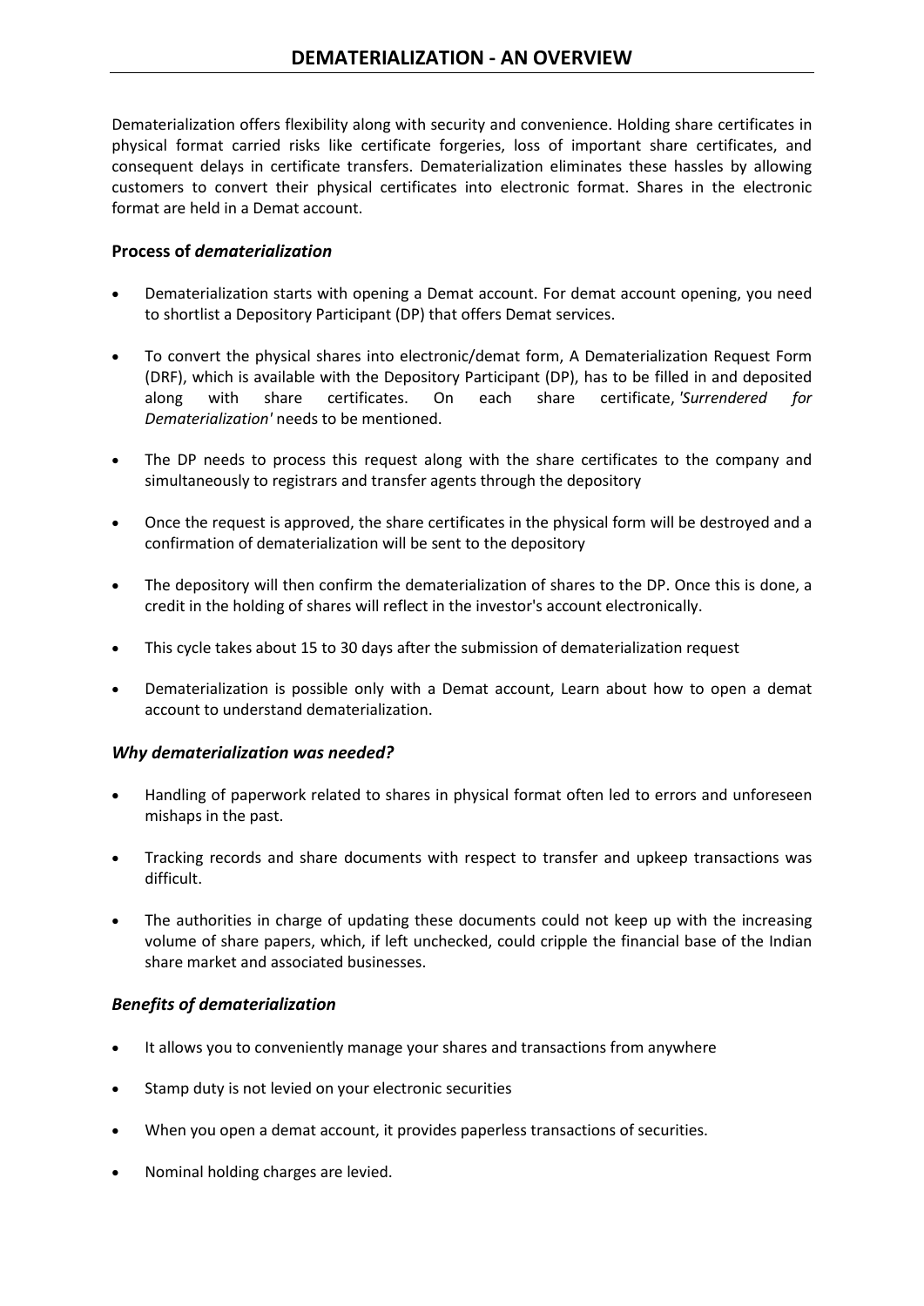# DEMATERIALIZATION - AN OVERVIEW

Dematerialization offers flexibility along with security and convenience. Holding share certificates in physical format carried risks like certificate forgeries, loss of important share certificates, and consequent delays in certificate transfers. Dematerialization eliminates these hassles by allowing customers to convert their physical certificates into electronic format. Shares in the electronic format are held in a Demat account.

### Process of *dematerialization*

- Dematerialization starts with opening a Demat account. For demat account opening, you need to shortlist a Depository Participant (DP) that offers Demat services.
- To convert the physical shares into electronic/demat form, A Dematerialization Request Form (DRF), which is available with the Depository Participant (DP), has to be filled in and deposited along with share certificates. On each share certificate, *'Surrendered for Dematerialization'* needs to be mentioned.
- The DP needs to process this request along with the share certificates to the company and simultaneously to registrars and transfer agents through the depository
- Once the request is approved, the share certificates in the physical form will be destroyed and a confirmation of dematerialization will be sent to the depository
- The depository will then confirm the dematerialization of shares to the DP. Once this is done, a credit in the holding of shares will reflect in the investor's account electronically.
- This cycle takes about 15 to 30 days after the submission of dematerialization request
- Dematerialization is possible only with a Demat account, Learn about how to open a demat account to understand dematerialization.

### *Why dematerialization was needed?*

- Handling of paperwork related to shares in physical format often led to errors and unforeseen mishaps in the past.
- Tracking records and share documents with respect to transfer and upkeep transactions was difficult.
- The authorities in charge of updating these documents could not keep up with the increasing volume of share papers, which, if left unchecked, could cripple the financial base of the Indian share market and associated businesses.

### *Benefits of dematerialization*

- It allows you to conveniently manage your shares and transactions from anywhere
- Stamp duty is not levied on your electronic securities
- When you open a demat account, it provides paperless transactions of securities.
- Nominal holding charges are levied.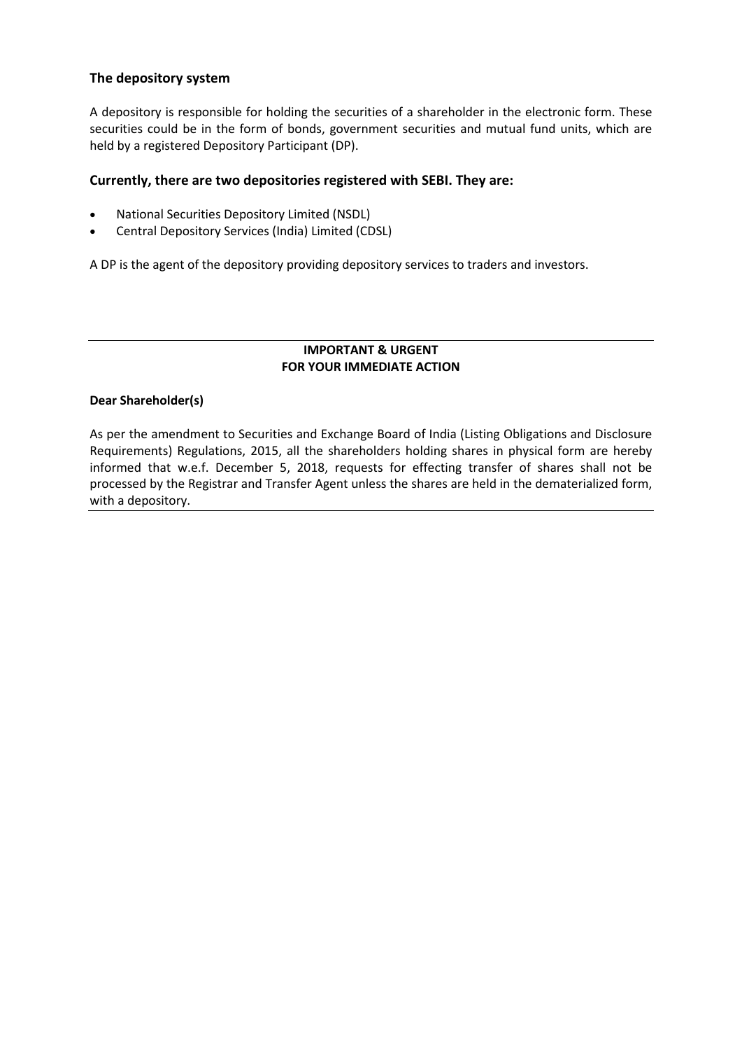## The depository system

A depository is responsible for holding the securities of a shareholder in the electronic form. These securities could be in the form of bonds, government securities and mutual fund units, which are held by a registered Depository Participant (DP).

### Currently, there are two depositories registered with SEBI. They are:

- National Securities Depository Limited (NSDL)
- Central Depository Services (India) Limited (CDSL)

A DP is the agent of the depository providing depository services to traders and investors.

---

**IMPORTANT & URGENT**
**FOR YOUR IMMEDIATE ACTION**

**Dear Shareholder(s)**

As per the amendment to Securities and Exchange Board of India (Listing Obligations and Disclosure Requirements) Regulations, 2015, all the shareholders holding shares in physical form are hereby informed that w.e.f. December 5, 2018, requests for effecting transfer of shares shall not be processed by the Registrar and Transfer Agent unless the shares are held in the dematerialized form, with a depository.

---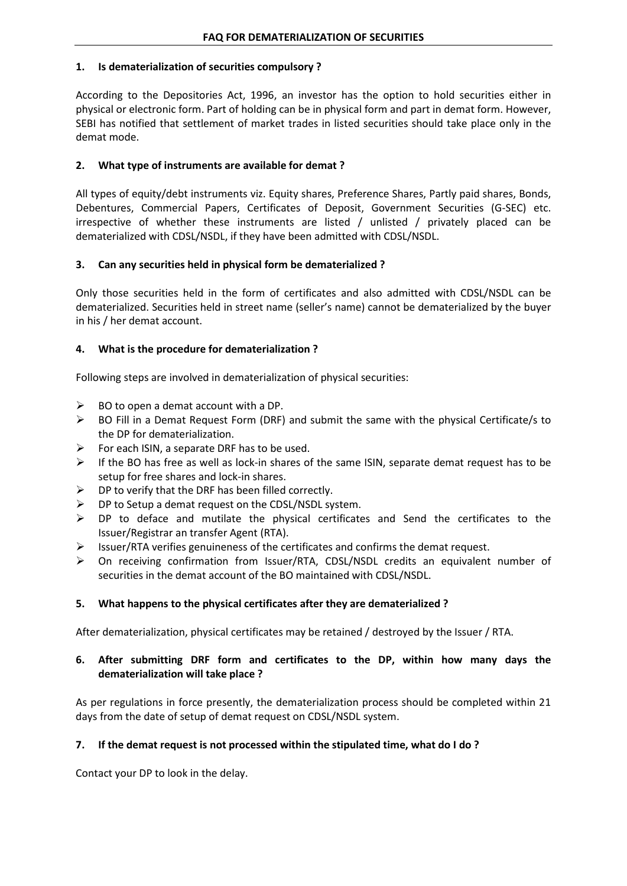## FAQ FOR DEMATERIALIZATION OF SECURITIES

### 1. Is dematerialization of securities compulsory ?

According to the Depositories Act, 1996, an investor has the option to hold securities either in physical or electronic form. Part of holding can be in physical form and part in demat form. However, SEBI has notified that settlement of market trades in listed securities should take place only in the demat mode.

### 2. What type of instruments are available for demat ?

All types of equity/debt instruments viz. Equity shares, Preference Shares, Partly paid shares, Bonds, Debentures, Commercial Papers, Certificates of Deposit, Government Securities (G-SEC) etc. irrespective of whether these instruments are listed / unlisted / privately placed can be dematerialized with CDSL/NSDL, if they have been admitted with CDSL/NSDL.

### 3. Can any securities held in physical form be dematerialized ?

Only those securities held in the form of certificates and also admitted with CDSL/NSDL can be dematerialized. Securities held in street name (seller's name) cannot be dematerialized by the buyer in his / her demat account.

### 4. What is the procedure for dematerialization ?

Following steps are involved in dematerialization of physical securities:

- BO to open a demat account with a DP.
- BO Fill in a Demat Request Form (DRF) and submit the same with the physical Certificate/s to the DP for dematerialization.
- For each ISIN, a separate DRF has to be used.
- If the BO has free as well as lock-in shares of the same ISIN, separate demat request has to be setup for free shares and lock-in shares.
- DP to verify that the DRF has been filled correctly.
- DP to Setup a demat request on the CDSL/NSDL system.
- DP to deface and mutilate the physical certificates and Send the certificates to the Issuer/Registrar an transfer Agent (RTA).
- Issuer/RTA verifies genuineness of the certificates and confirms the demat request.
- On receiving confirmation from Issuer/RTA, CDSL/NSDL credits an equivalent number of securities in the demat account of the BO maintained with CDSL/NSDL.

### 5. What happens to the physical certificates after they are dematerialized ?

After dematerialization, physical certificates may be retained / destroyed by the Issuer / RTA.

### 6. After submitting DRF form and certificates to the DP, within how many days the dematerialization will take place ?

As per regulations in force presently, the dematerialization process should be completed within 21 days from the date of setup of demat request on CDSL/NSDL system.

### 7. If the demat request is not processed within the stipulated time, what do I do ?

Contact your DP to look in the delay.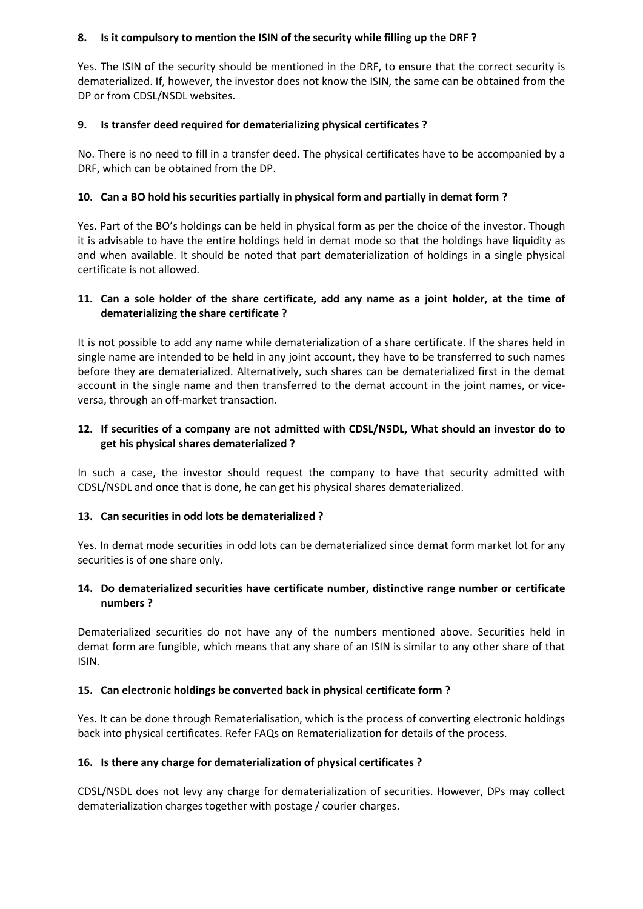**8. Is it compulsory to mention the ISIN of the security while filling up the DRF ?**

Yes. The ISIN of the security should be mentioned in the DRF, to ensure that the correct security is dematerialized. If, however, the investor does not know the ISIN, the same can be obtained from the DP or from CDSL/NSDL websites.

**9. Is transfer deed required for dematerializing physical certificates ?**

No. There is no need to fill in a transfer deed. The physical certificates have to be accompanied by a DRF, which can be obtained from the DP.

**10. Can a BO hold his securities partially in physical form and partially in demat form ?**

Yes. Part of the BO's holdings can be held in physical form as per the choice of the investor. Though it is advisable to have the entire holdings held in demat mode so that the holdings have liquidity as and when available. It should be noted that part dematerialization of holdings in a single physical certificate is not allowed.

**11. Can a sole holder of the share certificate, add any name as a joint holder, at the time of dematerializing the share certificate ?**

It is not possible to add any name while dematerialization of a share certificate. If the shares held in single name are intended to be held in any joint account, they have to be transferred to such names before they are dematerialized. Alternatively, such shares can be dematerialized first in the demat account in the single name and then transferred to the demat account in the joint names, or vice-versa, through an off-market transaction.

**12. If securities of a company are not admitted with CDSL/NSDL, What should an investor do to get his physical shares dematerialized ?**

In such a case, the investor should request the company to have that security admitted with CDSL/NSDL and once that is done, he can get his physical shares dematerialized.

**13. Can securities in odd lots be dematerialized ?**

Yes. In demat mode securities in odd lots can be dematerialized since demat form market lot for any securities is of one share only.

**14. Do dematerialized securities have certificate number, distinctive range number or certificate numbers ?**

Dematerialized securities do not have any of the numbers mentioned above. Securities held in demat form are fungible, which means that any share of an ISIN is similar to any other share of that ISIN.

**15. Can electronic holdings be converted back in physical certificate form ?**

Yes. It can be done through Rematerialisation, which is the process of converting electronic holdings back into physical certificates. Refer FAQs on Rematerialization for details of the process.

**16. Is there any charge for dematerialization of physical certificates ?**

CDSL/NSDL does not levy any charge for dematerialization of securities. However, DPs may collect dematerialization charges together with postage / courier charges.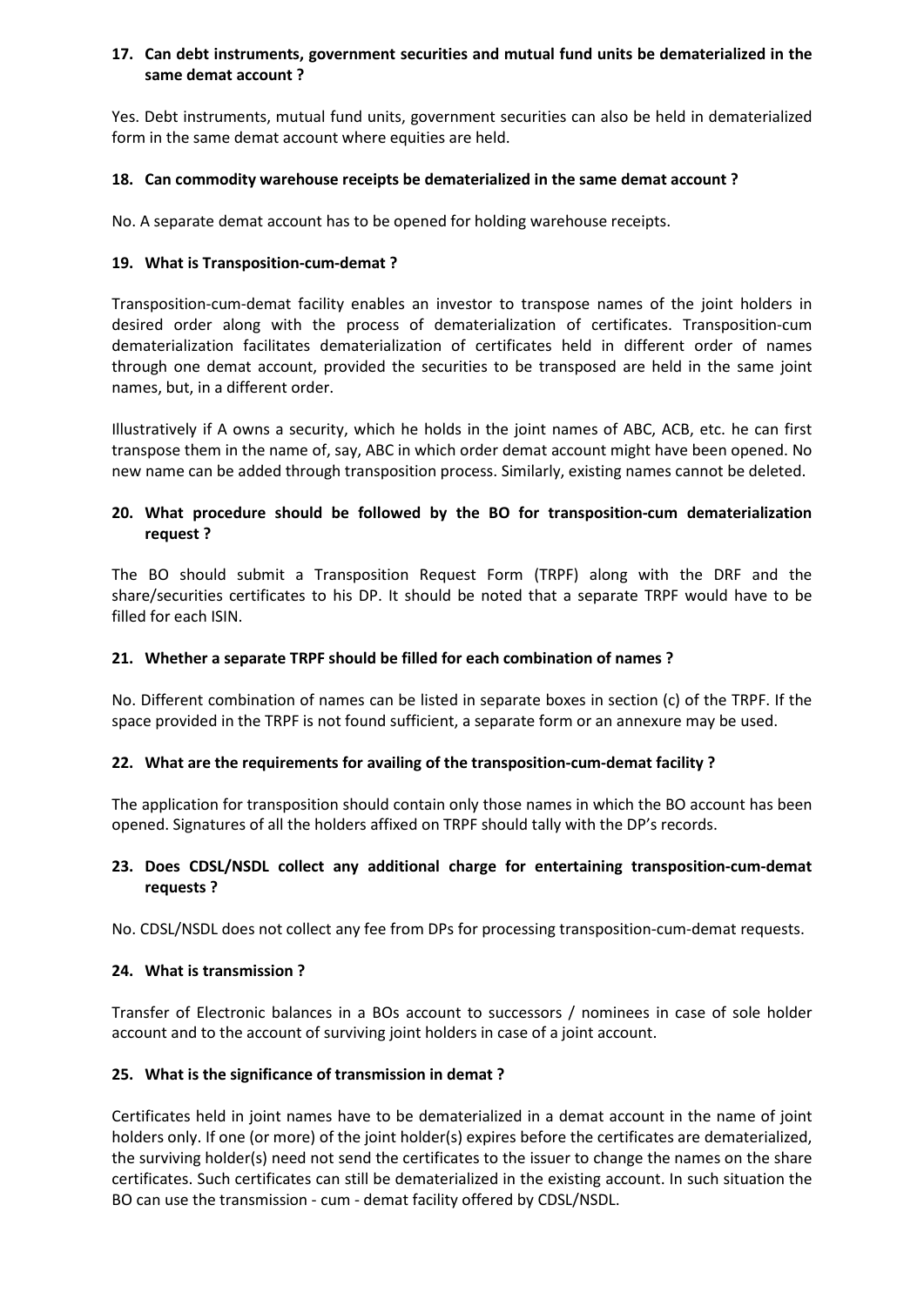**17. Can debt instruments, government securities and mutual fund units be dematerialized in the same demat account ?**

Yes. Debt instruments, mutual fund units, government securities can also be held in dematerialized form in the same demat account where equities are held.

**18. Can commodity warehouse receipts be dematerialized in the same demat account ?**

No. A separate demat account has to be opened for holding warehouse receipts.

**19. What is Transposition-cum-demat ?**

Transposition-cum-demat facility enables an investor to transpose names of the joint holders in desired order along with the process of dematerialization of certificates. Transposition-cum dematerialization facilitates dematerialization of certificates held in different order of names through one demat account, provided the securities to be transposed are held in the same joint names, but, in a different order.

Illustratively if A owns a security, which he holds in the joint names of ABC, ACB, etc. he can first transpose them in the name of, say, ABC in which order demat account might have been opened. No new name can be added through transposition process. Similarly, existing names cannot be deleted.

**20. What procedure should be followed by the BO for transposition-cum dematerialization request ?**

The BO should submit a Transposition Request Form (TRPF) along with the DRF and the share/securities certificates to his DP. It should be noted that a separate TRPF would have to be filled for each ISIN.

**21. Whether a separate TRPF should be filled for each combination of names ?**

No. Different combination of names can be listed in separate boxes in section (c) of the TRPF. If the space provided in the TRPF is not found sufficient, a separate form or an annexure may be used.

**22. What are the requirements for availing of the transposition-cum-demat facility ?**

The application for transposition should contain only those names in which the BO account has been opened. Signatures of all the holders affixed on TRPF should tally with the DP's records.

**23. Does CDSL/NSDL collect any additional charge for entertaining transposition-cum-demat requests ?**

No. CDSL/NSDL does not collect any fee from DPs for processing transposition-cum-demat requests.

**24. What is transmission ?**

Transfer of Electronic balances in a BOs account to successors / nominees in case of sole holder account and to the account of surviving joint holders in case of a joint account.

**25. What is the significance of transmission in demat ?**

Certificates held in joint names have to be dematerialized in a demat account in the name of joint holders only. If one (or more) of the joint holder(s) expires before the certificates are dematerialized, the surviving holder(s) need not send the certificates to the issuer to change the names on the share certificates. Such certificates can still be dematerialized in the existing account. In such situation the BO can use the transmission - cum - demat facility offered by CDSL/NSDL.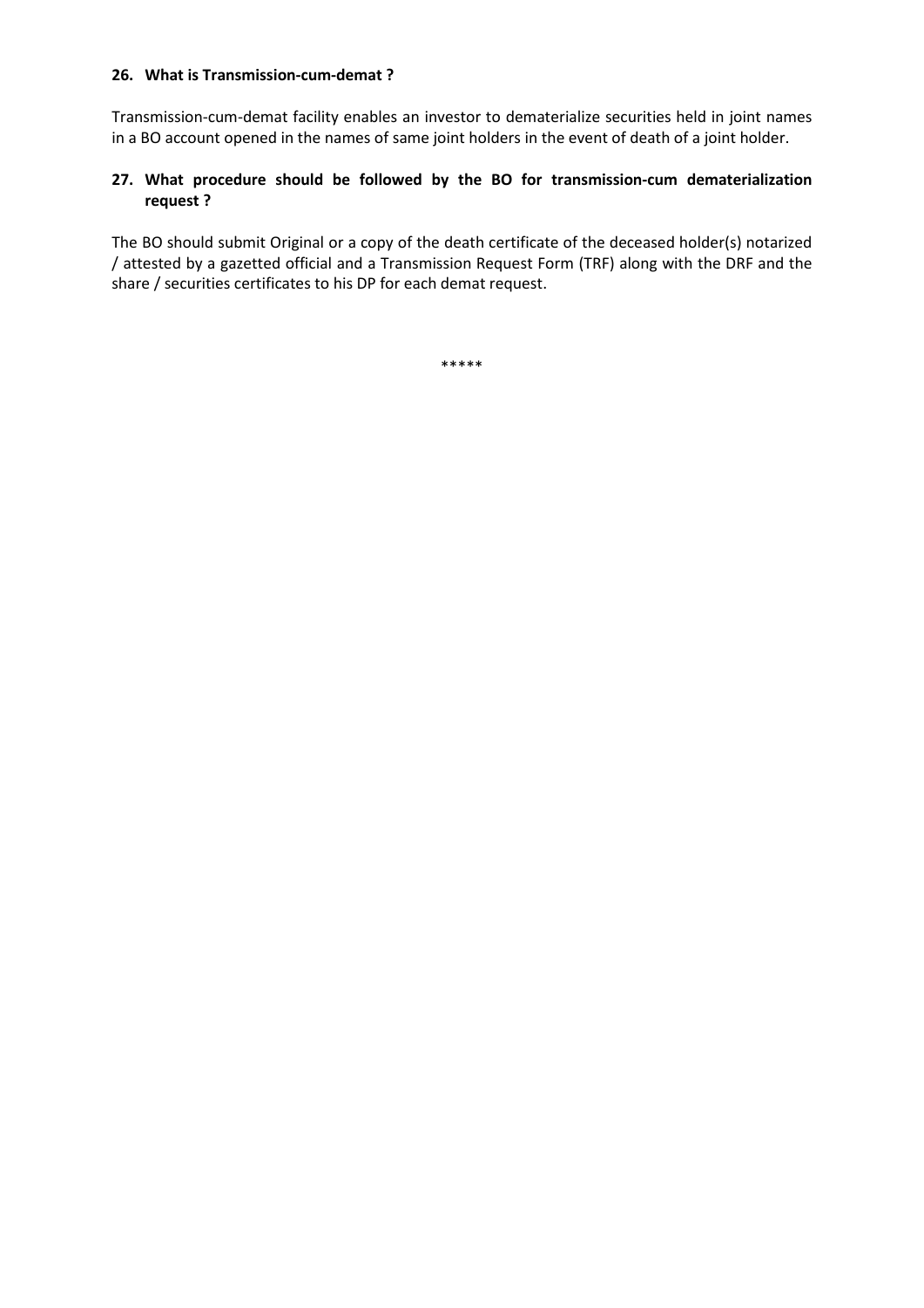**26. What is Transmission-cum-demat ?**

Transmission-cum-demat facility enables an investor to dematerialize securities held in joint names in a BO account opened in the names of same joint holders in the event of death of a joint holder.

**27. What procedure should be followed by the BO for transmission-cum dematerialization request ?**

The BO should submit Original or a copy of the death certificate of the deceased holder(s) notarized / attested by a gazetted official and a Transmission Request Form (TRF) along with the DRF and the share / securities certificates to his DP for each demat request.

*****